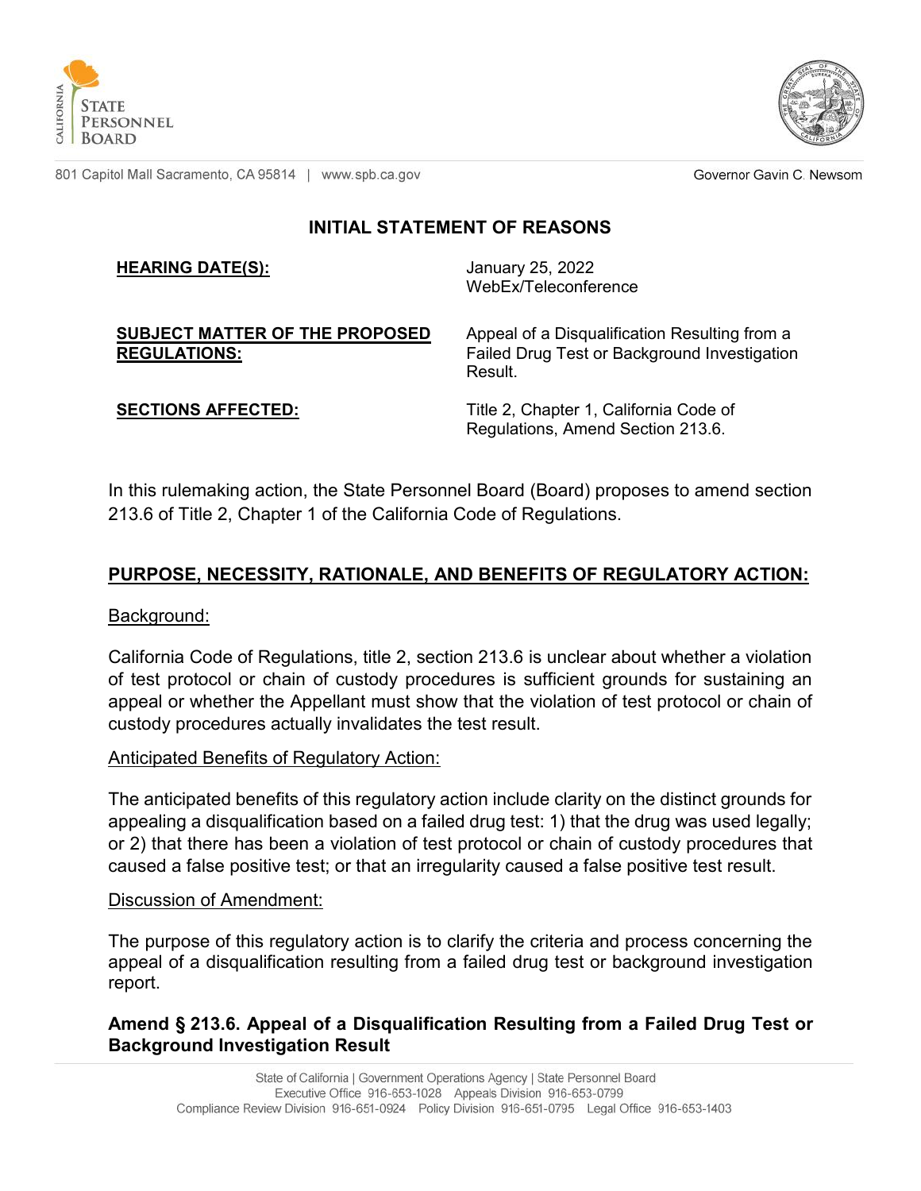# INITIAL STATEMENT OF REASONS

| | |
|---|---|
| **HEARING DATE(S):** | January 25, 2022<br>WebEx/Teleconference |
| **SUBJECT MATTER OF THE PROPOSED REGULATIONS:** | Appeal of a Disqualification Resulting from a Failed Drug Test or Background Investigation Result. |
| **SECTIONS AFFECTED:** | Title 2, Chapter 1, California Code of Regulations, Amend Section 213.6. |

In this rulemaking action, the State Personnel Board (Board) proposes to amend section 213.6 of Title 2, Chapter 1 of the California Code of Regulations.

## PURPOSE, NECESSITY, RATIONALE, AND BENEFITS OF REGULATORY ACTION:

Background:

California Code of Regulations, title 2, section 213.6 is unclear about whether a violation of test protocol or chain of custody procedures is sufficient grounds for sustaining an appeal or whether the Appellant must show that the violation of test protocol or chain of custody procedures actually invalidates the test result.

Anticipated Benefits of Regulatory Action:

The anticipated benefits of this regulatory action include clarity on the distinct grounds for appealing a disqualification based on a failed drug test: 1) that the drug was used legally; or 2) that there has been a violation of test protocol or chain of custody procedures that caused a false positive test; or that an irregularity caused a false positive test result.

Discussion of Amendment:

The purpose of this regulatory action is to clarify the criteria and process concerning the appeal of a disqualification resulting from a failed drug test or background investigation report.

**Amend § 213.6. Appeal of a Disqualification Resulting from a Failed Drug Test or Background Investigation Result**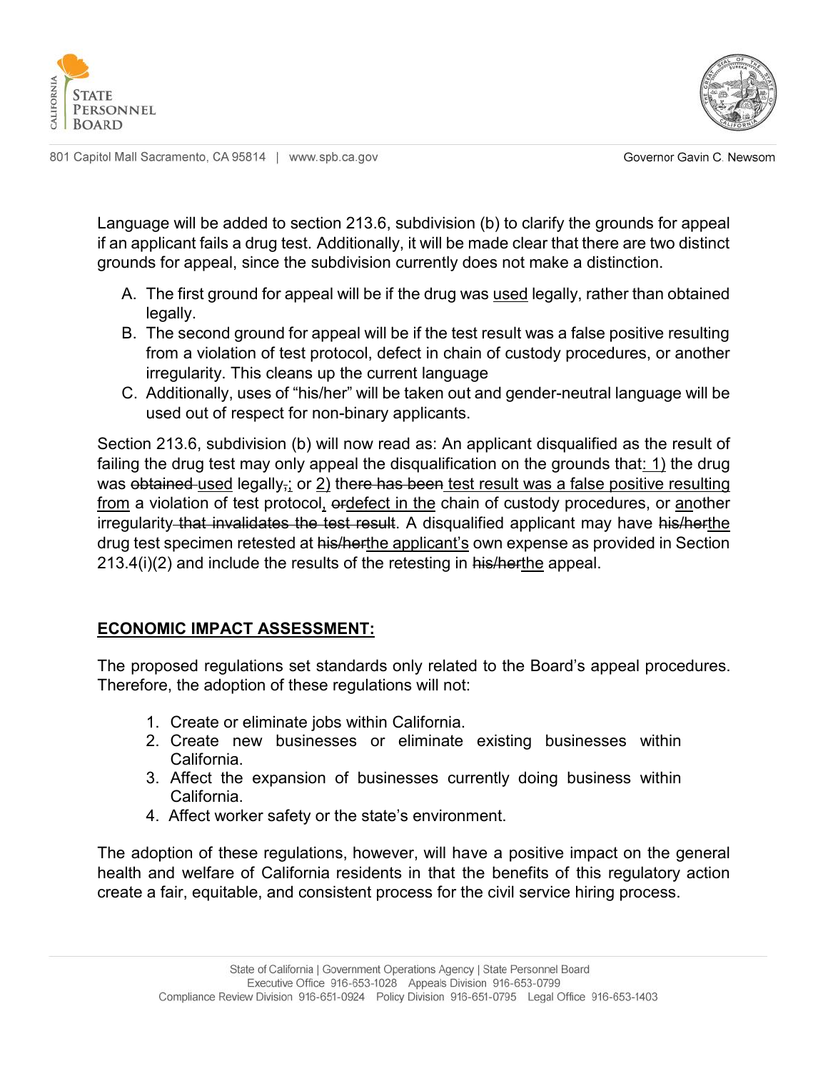Language will be added to section 213.6, subdivision (b) to clarify the grounds for appeal if an applicant fails a drug test. Additionally, it will be made clear that there are two distinct grounds for appeal, since the subdivision currently does not make a distinction.

A. The first ground for appeal will be if the drug was <u>used</u> legally, rather than obtained legally.
B. The second ground for appeal will be if the test result was a false positive resulting from a violation of test protocol, defect in chain of custody procedures, or another irregularity. This cleans up the current language
C. Additionally, uses of "his/her" will be taken out and gender-neutral language will be used out of respect for non-binary applicants.

Section 213.6, subdivision (b) will now read as: An applicant disqualified as the result of failing the drug test may only appeal the disqualification on the grounds that<u>: 1)</u> the drug was ~~obtained~~ <u>used</u> legally~~,~~<u>;</u> or <u>2)</u> th~~ere has been~~<u>e test result was a false positive resulting from</u> a violation of test protocol<u>,</u> ~~or~~<u>defect in the</u> chain of custody procedures, or <u>an</u>other irregularity ~~that invalidates the test result~~. A disqualified applicant may have ~~his/her~~<u>the</u> drug test specimen retested at ~~his/her~~<u>the applicant's</u> own expense as provided in Section 213.4(i)(2) and include the results of the retesting in ~~his/her~~<u>the</u> appeal.

## <u>ECONOMIC IMPACT ASSESSMENT:</u>

The proposed regulations set standards only related to the Board's appeal procedures. Therefore, the adoption of these regulations will not:

1. Create or eliminate jobs within California.
2. Create new businesses or eliminate existing businesses within California.
3. Affect the expansion of businesses currently doing business within California.
4. Affect worker safety or the state's environment.

The adoption of these regulations, however, will have a positive impact on the general health and welfare of California residents in that the benefits of this regulatory action create a fair, equitable, and consistent process for the civil service hiring process.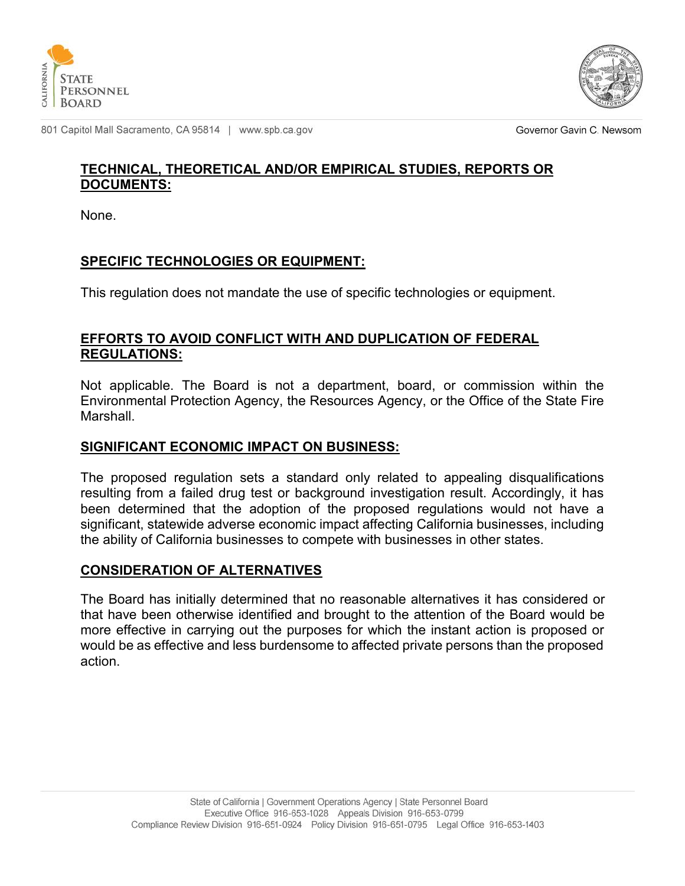## TECHNICAL, THEORETICAL AND/OR EMPIRICAL STUDIES, REPORTS OR DOCUMENTS:

None.

## SPECIFIC TECHNOLOGIES OR EQUIPMENT:

This regulation does not mandate the use of specific technologies or equipment.

## EFFORTS TO AVOID CONFLICT WITH AND DUPLICATION OF FEDERAL REGULATIONS:

Not applicable. The Board is not a department, board, or commission within the Environmental Protection Agency, the Resources Agency, or the Office of the State Fire Marshall.

## SIGNIFICANT ECONOMIC IMPACT ON BUSINESS:

The proposed regulation sets a standard only related to appealing disqualifications resulting from a failed drug test or background investigation result. Accordingly, it has been determined that the adoption of the proposed regulations would not have a significant, statewide adverse economic impact affecting California businesses, including the ability of California businesses to compete with businesses in other states.

## CONSIDERATION OF ALTERNATIVES

The Board has initially determined that no reasonable alternatives it has considered or that have been otherwise identified and brought to the attention of the Board would be more effective in carrying out the purposes for which the instant action is proposed or would be as effective and less burdensome to affected private persons than the proposed action.